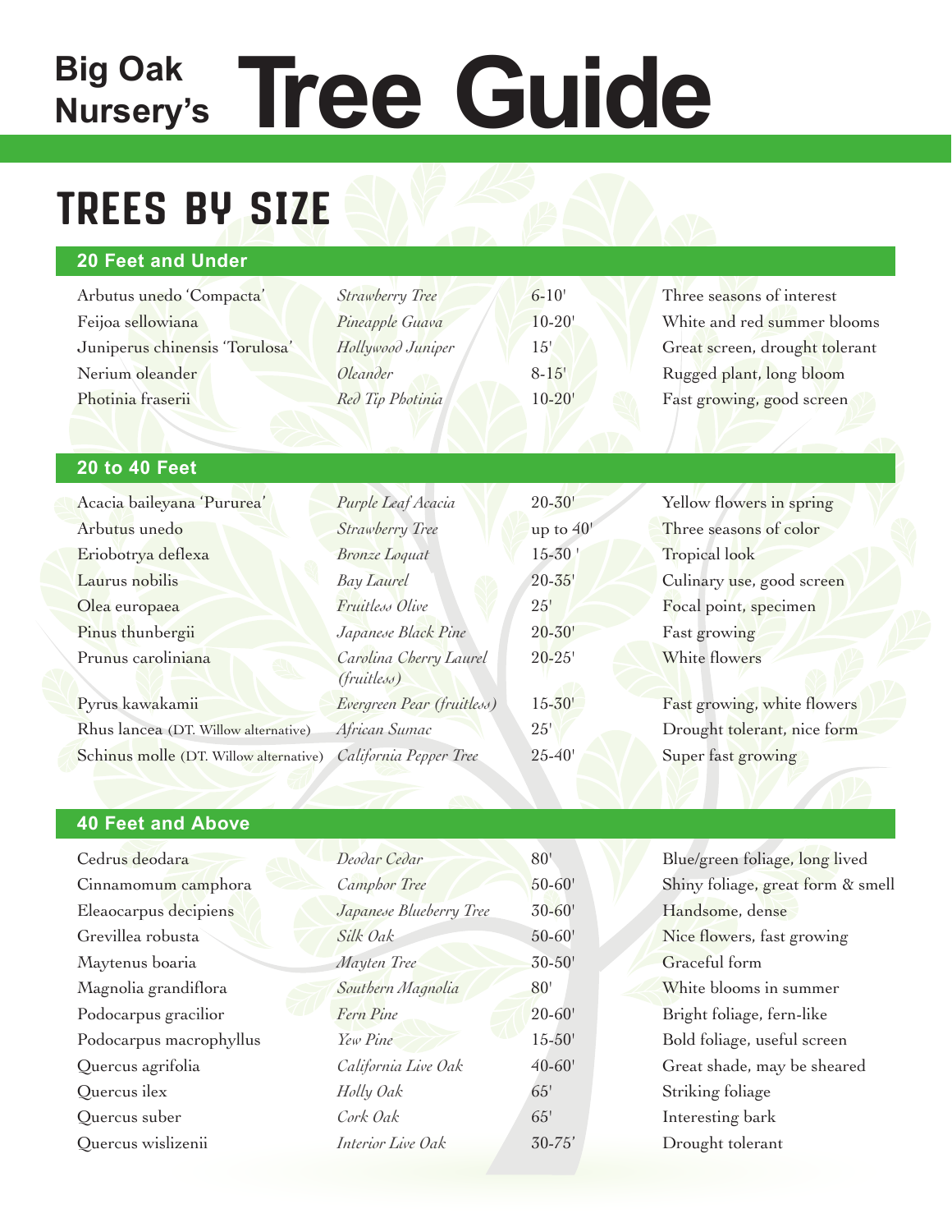# Big Oak Nursery's Tree Guide

## TREES BY SIZE

### 20 Feet and Under

| | | | |
|---|---|---|---|
| Arbutus unedo 'Compacta' | *Strawberry Tree* | 6-10' | Three seasons of interest |
| Feijoa sellowiana | *Pineapple Guava* | 10-20' | White and red summer blooms |
| Juniperus chinensis 'Torulosa' | *Hollywood Juniper* | 15' | Great screen, drought tolerant |
| Nerium oleander | *Oleander* | 8-15' | Rugged plant, long bloom |
| Photinia fraserii | *Red Tip Photinia* | 10-20' | Fast growing, good screen |

### 20 to 40 Feet

| | | | |
|---|---|---|---|
| Acacia baileyana 'Pururea' | *Purple Leaf Acacia* | 20-30' | Yellow flowers in spring |
| Arbutus unedo | *Strawberry Tree* | up to 40' | Three seasons of color |
| Eriobotrya deflexa | *Bronze Loquat* | 15-30 ' | Tropical look |
| Laurus nobilis | *Bay Laurel* | 20-35' | Culinary use, good screen |
| Olea europaea | *Fruitless Olive* | 25' | Focal point, specimen |
| Pinus thunbergii | *Japanese Black Pine* | 20-30' | Fast growing |
| Prunus caroliniana | *Carolina Cherry Laurel (fruitless)* | 20-25' | White flowers |
| Pyrus kawakamii | *Evergreen Pear (fruitless)* | 15-30' | Fast growing, white flowers |
| Rhus lancea (DT. Willow alternative) | *African Sumac* | 25' | Drought tolerant, nice form |
| Schinus molle (DT. Willow alternative) | *California Pepper Tree* | 25-40' | Super fast growing |

### 40 Feet and Above

| | | | |
|---|---|---|---|
| Cedrus deodara | *Deodar Cedar* | 80' | Blue/green foliage, long lived |
| Cinnamomum camphora | *Camphor Tree* | 50-60' | Shiny foliage, great form & smell |
| Eleaocarpus decipiens | *Japanese Blueberry Tree* | 30-60' | Handsome, dense |
| Grevillea robusta | *Silk Oak* | 50-60' | Nice flowers, fast growing |
| Maytenus boaria | *Mayten Tree* | 30-50' | Graceful form |
| Magnolia grandiflora | *Southern Magnolia* | 80' | White blooms in summer |
| Podocarpus gracilior | *Fern Pine* | 20-60' | Bright foliage, fern-like |
| Podocarpus macrophyllus | *Yew Pine* | 15-50' | Bold foliage, useful screen |
| Quercus agrifolia | *California Live Oak* | 40-60' | Great shade, may be sheared |
| Quercus ilex | *Holly Oak* | 65' | Striking foliage |
| Quercus suber | *Cork Oak* | 65' | Interesting bark |
| Quercus wislizenii | *Interior Live Oak* | 30-75' | Drought tolerant |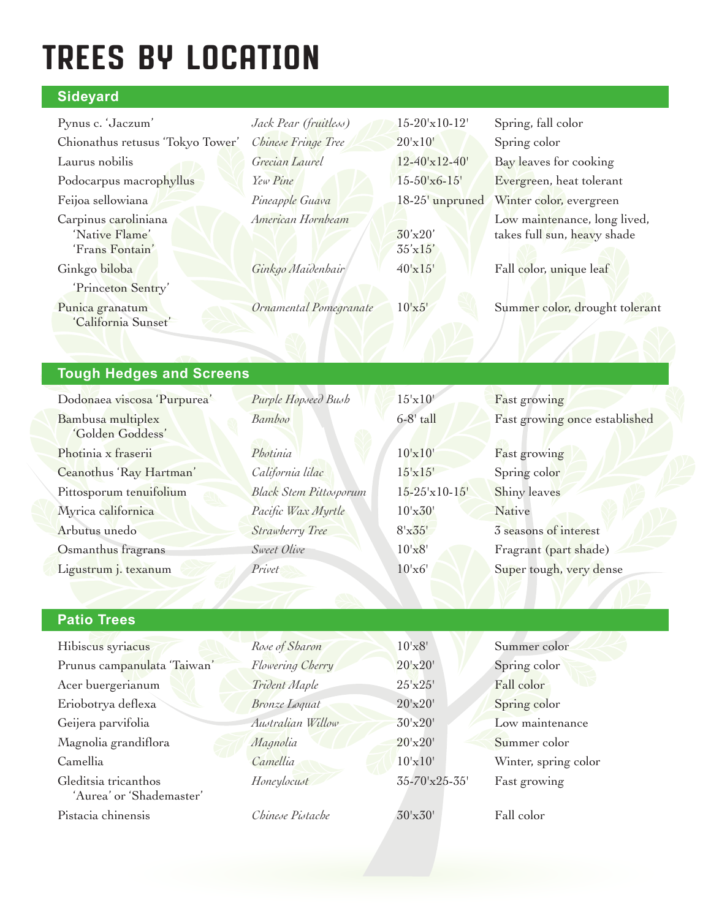# TREES BY LOCATION

## Sideyard

| | | | |
|---|---|---|---|
| Pynus c. 'Jaczum' | *Jack Pear (fruitless)* | 15-20'x10-12' | Spring, fall color |
| Chionathus retusus 'Tokyo Tower' | *Chinese Fringe Tree* | 20'x10' | Spring color |
| Laurus nobilis | *Grecian Laurel* | 12-40'x12-40' | Bay leaves for cooking |
| Podocarpus macrophyllus | *Yew Pine* | 15-50'x6-15' | Evergreen, heat tolerant |
| Feijoa sellowiana | *Pineapple Guava* | 18-25' unpruned | Winter color, evergreen |
| Carpinus caroliniana 'Native Flame' 'Frans Fontain' | *American Hornbeam* | 30'x20' 35'x15' | Low maintenance, long lived, takes full sun, heavy shade |
| Ginkgo biloba 'Princeton Sentry' | *Ginkgo Maidenhair* | 40'x15' | Fall color, unique leaf |
| Punica granatum 'California Sunset' | *Ornamental Pomegranate* | 10'x5' | Summer color, drought tolerant |

## Tough Hedges and Screens

| | | | |
|---|---|---|---|
| Dodonaea viscosa 'Purpurea' | *Purple Hopseed Bush* | 15'x10' | Fast growing |
| Bambusa multiplex 'Golden Goddess' | *Bamboo* | 6-8' tall | Fast growing once established |
| Photinia x fraserii | *Photinia* | 10'x10' | Fast growing |
| Ceanothus 'Ray Hartman' | *California lilac* | 15'x15' | Spring color |
| Pittosporum tenuifolium | *Black Stem Pittosporum* | 15-25'x10-15' | Shiny leaves |
| Myrica californica | *Pacific Wax Myrtle* | 10'x30' | Native |
| Arbutus unedo | *Strawberry Tree* | 8'x35' | 3 seasons of interest |
| Osmanthus fragrans | *Sweet Olive* | 10'x8' | Fragrant (part shade) |
| Ligustrum j. texanum | *Privet* | 10'x6' | Super tough, very dense |

## Patio Trees

| | | | |
|---|---|---|---|
| Hibiscus syriacus | *Rose of Sharon* | 10'x8' | Summer color |
| Prunus campanulata 'Taiwan' | *Flowering Cherry* | 20'x20' | Spring color |
| Acer buergerianum | *Trident Maple* | 25'x25' | Fall color |
| Eriobotrya deflexa | *Bronze Loquat* | 20'x20' | Spring color |
| Geijera parvifolia | *Australian Willow* | 30'x20' | Low maintenance |
| Magnolia grandiflora | *Magnolia* | 20'x20' | Summer color |
| Camellia | *Camellia* | 10'x10' | Winter, spring color |
| Gleditsia tricanthos 'Aurea' or 'Shademaster' | *Honeylocust* | 35-70'x25-35' | Fast growing |
| Pistacia chinensis | *Chinese Pistache* | 30'x30' | Fall color |